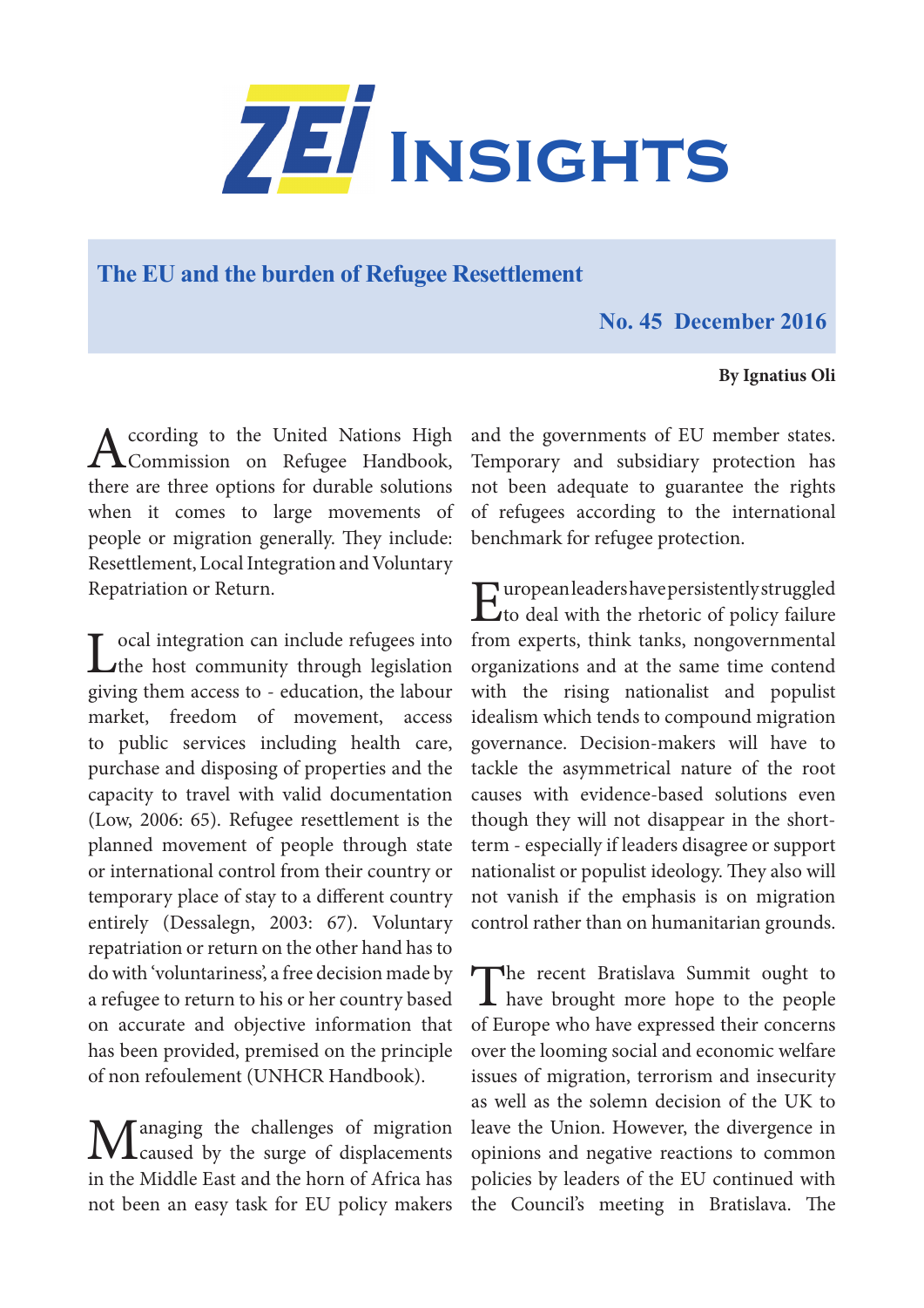# ZEI Insights

## The EU and the burden of Refugee Resettlement

**No. 45 December 2016**

**By Ignatius Oli**

According to the United Nations High Commission on Refugee Handbook, there are three options for durable solutions when it comes to large movements of people or migration generally. They include: Resettlement, Local Integration and Voluntary Repatriation or Return.

Local integration can include refugees into the host community through legislation giving them access to - education, the labour market, freedom of movement, access to public services including health care, purchase and disposing of properties and the capacity to travel with valid documentation (Low, 2006: 65). Refugee resettlement is the planned movement of people through state or international control from their country or temporary place of stay to a different country entirely (Dessalegn, 2003: 67). Voluntary repatriation or return on the other hand has to do with 'voluntariness', a free decision made by a refugee to return to his or her country based on accurate and objective information that has been provided, premised on the principle of non refoulement (UNHCR Handbook).

Managing the challenges of migration caused by the surge of displacements in the Middle East and the horn of Africa has not been an easy task for EU policy makers and the governments of EU member states. Temporary and subsidiary protection has not been adequate to guarantee the rights of refugees according to the international benchmark for refugee protection.

European leaders have persistently struggled to deal with the rhetoric of policy failure from experts, think tanks, nongovernmental organizations and at the same time contend with the rising nationalist and populist idealism which tends to compound migration governance. Decision-makers will have to tackle the asymmetrical nature of the root causes with evidence-based solutions even though they will not disappear in the short-term - especially if leaders disagree or support nationalist or populist ideology. They also will not vanish if the emphasis is on migration control rather than on humanitarian grounds.

The recent Bratislava Summit ought to have brought more hope to the people of Europe who have expressed their concerns over the looming social and economic welfare issues of migration, terrorism and insecurity as well as the solemn decision of the UK to leave the Union. However, the divergence in opinions and negative reactions to common policies by leaders of the EU continued with the Council's meeting in Bratislava. The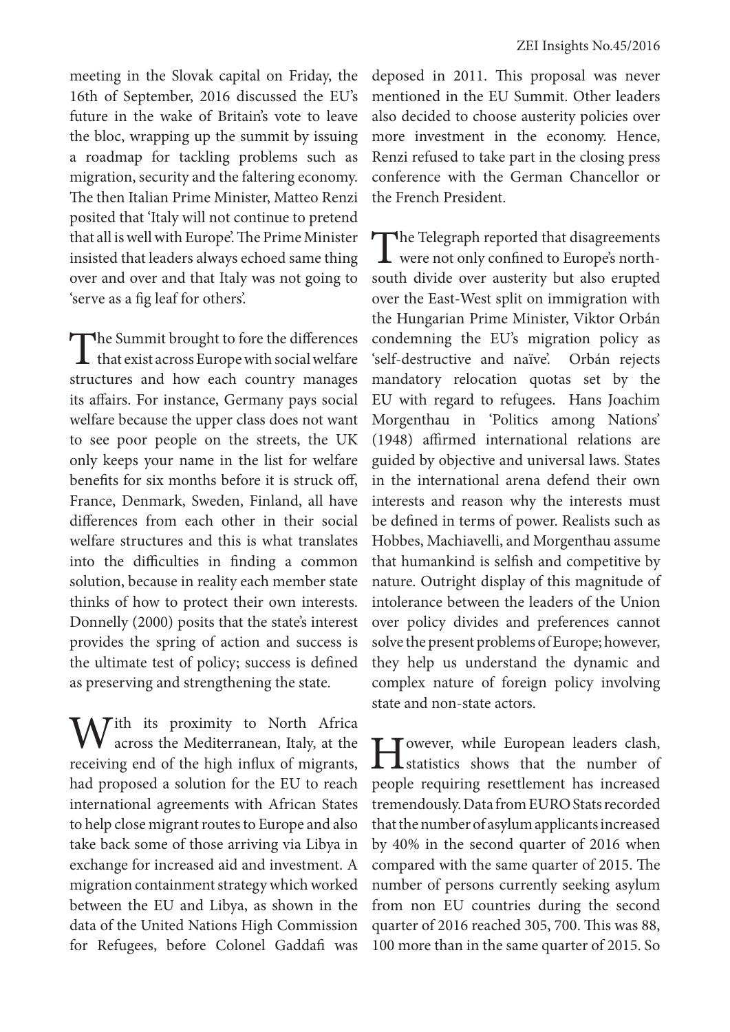meeting in the Slovak capital on Friday, the 16th of September, 2016 discussed the EU's future in the wake of Britain's vote to leave the bloc, wrapping up the summit by issuing a roadmap for tackling problems such as migration, security and the faltering economy. The then Italian Prime Minister, Matteo Renzi posited that 'Italy will not continue to pretend that all is well with Europe'. The Prime Minister insisted that leaders always echoed same thing over and over and that Italy was not going to 'serve as a fig leaf for others'.

The Summit brought to fore the differences that exist across Europe with social welfare structures and how each country manages its affairs. For instance, Germany pays social welfare because the upper class does not want to see poor people on the streets, the UK only keeps your name in the list for welfare benefits for six months before it is struck off, France, Denmark, Sweden, Finland, all have differences from each other in their social welfare structures and this is what translates into the difficulties in finding a common solution, because in reality each member state thinks of how to protect their own interests. Donnelly (2000) posits that the state's interest provides the spring of action and success is the ultimate test of policy; success is defined as preserving and strengthening the state.

With its proximity to North Africa across the Mediterranean, Italy, at the receiving end of the high influx of migrants, had proposed a solution for the EU to reach international agreements with African States to help close migrant routes to Europe and also take back some of those arriving via Libya in exchange for increased aid and investment. A migration containment strategy which worked between the EU and Libya, as shown in the data of the United Nations High Commission for Refugees, before Colonel Gaddafi was deposed in 2011. This proposal was never mentioned in the EU Summit. Other leaders also decided to choose austerity policies over more investment in the economy. Hence, Renzi refused to take part in the closing press conference with the German Chancellor or the French President.

The Telegraph reported that disagreements were not only confined to Europe's north-south divide over austerity but also erupted over the East-West split on immigration with the Hungarian Prime Minister, Viktor Orbán condemning the EU's migration policy as 'self-destructive and naïve'. Orbán rejects mandatory relocation quotas set by the EU with regard to refugees. Hans Joachim Morgenthau in 'Politics among Nations' (1948) affirmed international relations are guided by objective and universal laws. States in the international arena defend their own interests and reason why the interests must be defined in terms of power. Realists such as Hobbes, Machiavelli, and Morgenthau assume that humankind is selfish and competitive by nature. Outright display of this magnitude of intolerance between the leaders of the Union over policy divides and preferences cannot solve the present problems of Europe; however, they help us understand the dynamic and complex nature of foreign policy involving state and non-state actors.

However, while European leaders clash, statistics shows that the number of people requiring resettlement has increased tremendously. Data from EURO Stats recorded that the number of asylum applicants increased by 40% in the second quarter of 2016 when compared with the same quarter of 2015. The number of persons currently seeking asylum from non EU countries during the second quarter of 2016 reached 305, 700. This was 88, 100 more than in the same quarter of 2015. So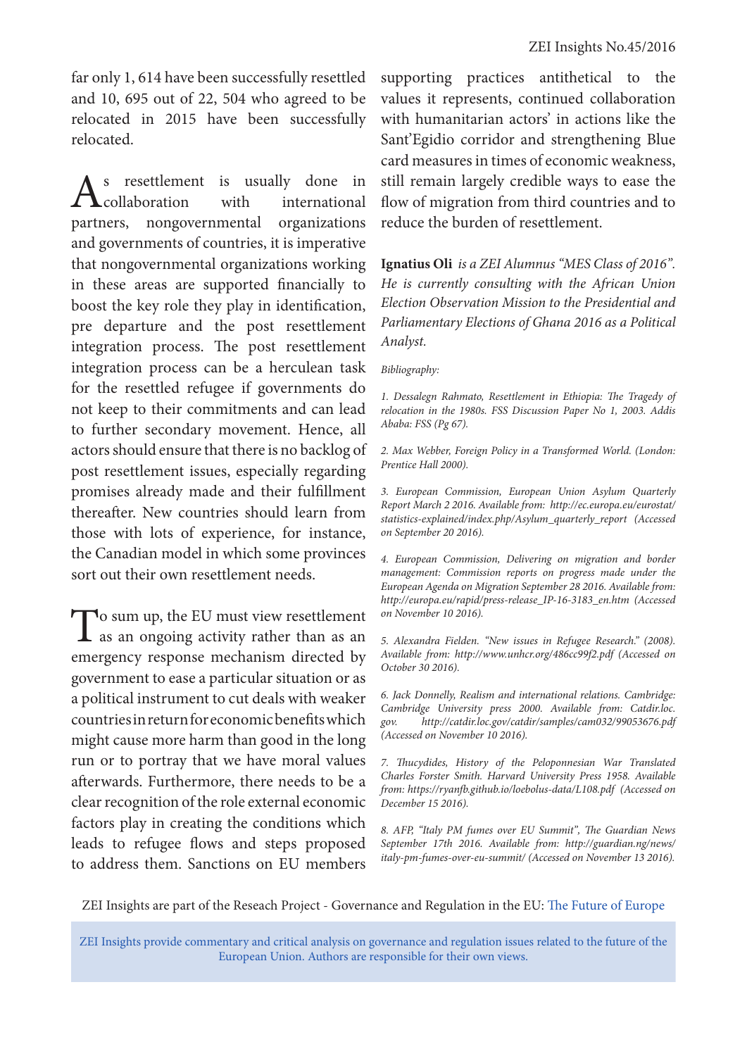far only 1, 614 have been successfully resettled and 10, 695 out of 22, 504 who agreed to be relocated in 2015 have been successfully relocated.

As resettlement is usually done in collaboration with international partners, nongovernmental organizations and governments of countries, it is imperative that nongovernmental organizations working in these areas are supported financially to boost the key role they play in identification, pre departure and the post resettlement integration process. The post resettlement integration process can be a herculean task for the resettled refugee if governments do not keep to their commitments and can lead to further secondary movement. Hence, all actors should ensure that there is no backlog of post resettlement issues, especially regarding promises already made and their fulfillment thereafter. New countries should learn from those with lots of experience, for instance, the Canadian model in which some provinces sort out their own resettlement needs.

To sum up, the EU must view resettlement as an ongoing activity rather than as an emergency response mechanism directed by government to ease a particular situation or as a political instrument to cut deals with weaker countries in return for economic benefits which might cause more harm than good in the long run or to portray that we have moral values afterwards. Furthermore, there needs to be a clear recognition of the role external economic factors play in creating the conditions which leads to refugee flows and steps proposed to address them. Sanctions on EU members supporting practices antithetical to the values it represents, continued collaboration with humanitarian actors' in actions like the Sant'Egidio corridor and strengthening Blue card measures in times of economic weakness, still remain largely credible ways to ease the flow of migration from third countries and to reduce the burden of resettlement.

**Ignatius Oli** *is a ZEI Alumnus "MES Class of 2016". He is currently consulting with the African Union Election Observation Mission to the Presidential and Parliamentary Elections of Ghana 2016 as a Political Analyst.*

*Bibliography:*

*1. Dessalegn Rahmato, Resettlement in Ethiopia: The Tragedy of relocation in the 1980s. FSS Discussion Paper No 1, 2003. Addis Ababa: FSS (Pg 67).*

*2. Max Webber, Foreign Policy in a Transformed World. (London: Prentice Hall 2000).*

*3. European Commission, European Union Asylum Quarterly Report March 2 2016. Available from: http://ec.europa.eu/eurostat/statistics-explained/index.php/Asylum_quarterly_report (Accessed on September 20 2016).*

*4. European Commission, Delivering on migration and border management: Commission reports on progress made under the European Agenda on Migration September 28 2016. Available from: http://europa.eu/rapid/press-release_IP-16-3183_en.htm (Accessed on November 10 2016).*

*5. Alexandra Fielden. "New issues in Refugee Research." (2008). Available from: http://www.unhcr.org/486cc99f2.pdf (Accessed on October 30 2016).*

*6. Jack Donnelly, Realism and international relations. Cambridge: Cambridge University press 2000. Available from: Catdir.loc.gov. http://catdir.loc.gov/catdir/samples/cam032/99053676.pdf (Accessed on November 10 2016).*

*7. Thucydides, History of the Peloponnesian War Translated Charles Forster Smith. Harvard University Press 1958. Available from: https://ryanfb.github.io/loebolus-data/L108.pdf (Accessed on December 15 2016).*

*8. AFP, "Italy PM fumes over EU Summit", The Guardian News September 17th 2016. Available from: http://guardian.ng/news/italy-pm-fumes-over-eu-summit/ (Accessed on November 13 2016).*

ZEI Insights are part of the Reseach Project - Governance and Regulation in the EU: The Future of Europe

ZEI Insights provide commentary and critical analysis on governance and regulation issues related to the future of the European Union. Authors are responsible for their own views.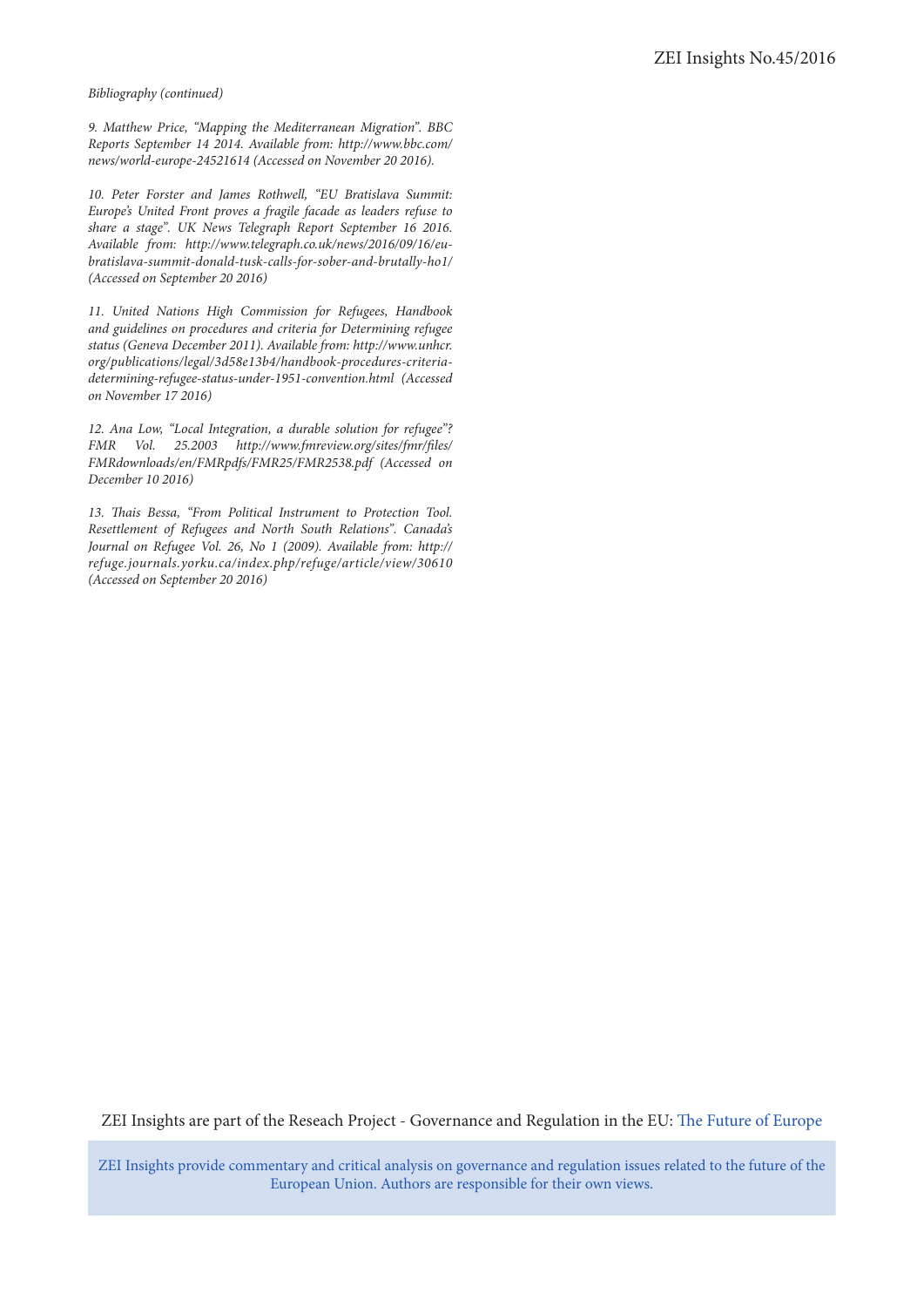*Bibliography (continued)*

*9. Matthew Price, "Mapping the Mediterranean Migration". BBC Reports September 14 2014. Available from: http://www.bbc.com/news/world-europe-24521614 (Accessed on November 20 2016).*

*10. Peter Forster and James Rothwell, "EU Bratislava Summit: Europe's United Front proves a fragile facade as leaders refuse to share a stage". UK News Telegraph Report September 16 2016. Available from: http://www.telegraph.co.uk/news/2016/09/16/eu-bratislava-summit-donald-tusk-calls-for-sober-and-brutally-ho1/ (Accessed on September 20 2016)*

*11. United Nations High Commission for Refugees, Handbook and guidelines on procedures and criteria for Determining refugee status (Geneva December 2011). Available from: http://www.unhcr.org/publications/legal/3d58e13b4/handbook-procedures-criteria-determining-refugee-status-under-1951-convention.html (Accessed on November 17 2016)*

*12. Ana Low, "Local Integration, a durable solution for refugee"? FMR Vol. 25.2003 http://www.fmreview.org/sites/fmr/files/FMRdownloads/en/FMRpdfs/FMR25/FMR2538.pdf (Accessed on December 10 2016)*

*13. Thais Bessa, "From Political Instrument to Protection Tool. Resettlement of Refugees and North South Relations". Canada's Journal on Refugee Vol. 26, No 1 (2009). Available from: http://refuge.journals.yorku.ca/index.php/refuge/article/view/30610 (Accessed on September 20 2016)*

ZEI Insights are part of the Reseach Project - Governance and Regulation in the EU: The Future of Europe

ZEI Insights provide commentary and critical analysis on governance and regulation issues related to the future of the European Union. Authors are responsible for their own views.